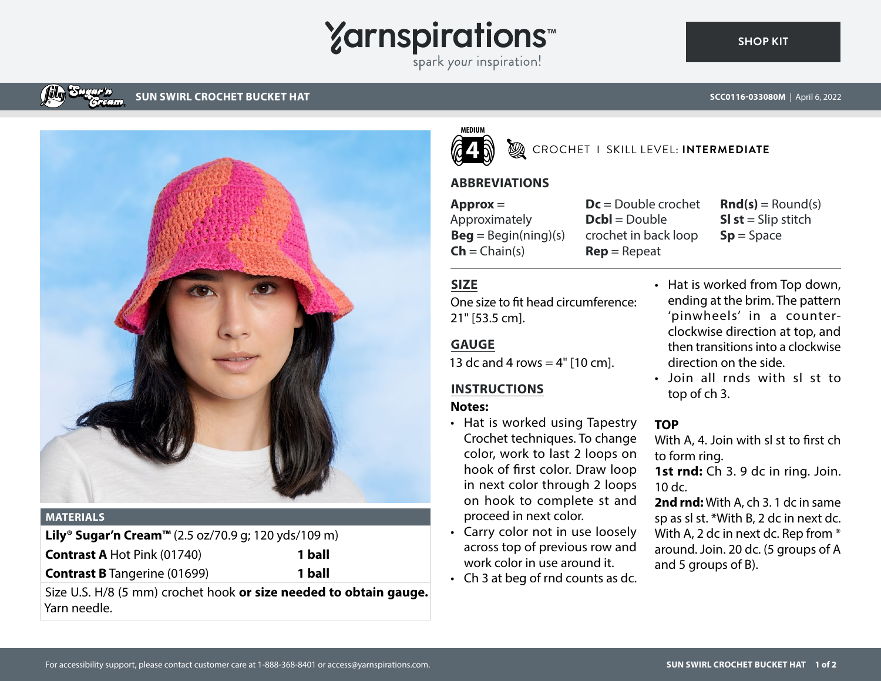Yarnspirations™
spark your inspiration!

SHOP KIT

# SUN SWIRL CROCHET BUCKET HAT

SCC0116-033080M | April 6, 2022

## MATERIALS

**Lily® Sugar'n Cream™** (2.5 oz/70.9 g; 120 yds/109 m)

| | |
|---|---|
| **Contrast A** Hot Pink (01740) | **1 ball** |
| **Contrast B** Tangerine (01699) | **1 ball** |

Size U.S. H/8 (5 mm) crochet hook **or size needed to obtain gauge.**
Yarn needle.

MEDIUM 4

CROCHET I SKILL LEVEL: **INTERMEDIATE**

## ABBREVIATIONS

**Approx** = Approximately
**Beg** = Begin(ning)(s)
**Ch** = Chain(s)
**Dc** = Double crochet
**Dcbl** = Double crochet in back loop
**Rep** = Repeat
**Rnd(s)** = Round(s)
**Sl st** = Slip stitch
**Sp** = Space

## SIZE

One size to fit head circumference: 21" [53.5 cm].

## GAUGE

13 dc and 4 rows = 4" [10 cm].

## INSTRUCTIONS

**Notes:**

- Hat is worked using Tapestry Crochet techniques. To change color, work to last 2 loops on hook of first color. Draw loop in next color through 2 loops on hook to complete st and proceed in next color.
- Carry color not in use loosely across top of previous row and work color in use around it.
- Ch 3 at beg of rnd counts as dc.
- Hat is worked from Top down, ending at the brim. The pattern 'pinwheels' in a counter-clockwise direction at top, and then transitions into a clockwise direction on the side.
- Join all rnds with sl st to top of ch 3.

### TOP

With A, 4. Join with sl st to first ch to form ring.

**1st rnd:** Ch 3. 9 dc in ring. Join. 10 dc.

**2nd rnd:** With A, ch 3. 1 dc in same sp as sl st. *With B, 2 dc in next dc. With A, 2 dc in next dc. Rep from * around. Join. 20 dc. (5 groups of A and 5 groups of B).

For accessibility support, please contact customer care at 1-888-368-8401 or access@yarnspirations.com.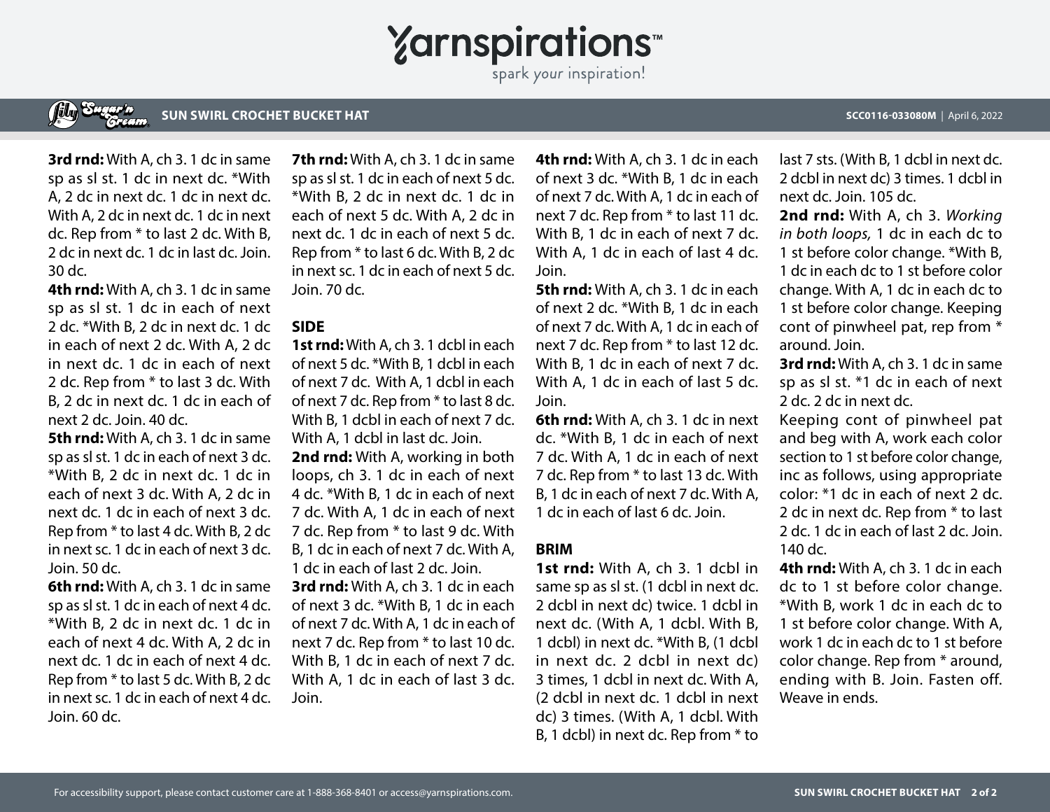**3rd rnd:** With A, ch 3. 1 dc in same sp as sl st. 1 dc in next dc. *With A, 2 dc in next dc. 1 dc in next dc. With A, 2 dc in next dc. 1 dc in next dc. Rep from * to last 2 dc. With B, 2 dc in next dc. 1 dc in last dc. Join. 30 dc.

**4th rnd:** With A, ch 3. 1 dc in same sp as sl st. 1 dc in each of next 2 dc. *With B, 2 dc in next dc. 1 dc in each of next 2 dc. With A, 2 dc in next dc. 1 dc in each of next 2 dc. Rep from * to last 3 dc. With B, 2 dc in next dc. 1 dc in each of next 2 dc. Join. 40 dc.

**5th rnd:** With A, ch 3. 1 dc in same sp as sl st. 1 dc in each of next 3 dc. *With B, 2 dc in next dc. 1 dc in each of next 3 dc. With A, 2 dc in next dc. 1 dc in each of next 3 dc. Rep from * to last 4 dc. With B, 2 dc in next sc. 1 dc in each of next 3 dc. Join. 50 dc.

**6th rnd:** With A, ch 3. 1 dc in same sp as sl st. 1 dc in each of next 4 dc. *With B, 2 dc in next dc. 1 dc in each of next 4 dc. With A, 2 dc in next dc. 1 dc in each of next 4 dc. Rep from * to last 5 dc. With B, 2 dc in next sc. 1 dc in each of next 4 dc. Join. 60 dc.

**7th rnd:** With A, ch 3. 1 dc in same sp as sl st. 1 dc in each of next 5 dc. *With B, 2 dc in next dc. 1 dc in each of next 5 dc. With A, 2 dc in next dc. 1 dc in each of next 5 dc. Rep from * to last 6 dc. With B, 2 dc in next sc. 1 dc in each of next 5 dc. Join. 70 dc.

## SIDE

**1st rnd:** With A, ch 3. 1 dcbl in each of next 5 dc. *With B, 1 dcbl in each of next 7 dc. With A, 1 dcbl in each of next 7 dc. Rep from * to last 8 dc. With B, 1 dcbl in each of next 7 dc. With A, 1 dcbl in last dc. Join.

**2nd rnd:** With A, working in both loops, ch 3. 1 dc in each of next 4 dc. *With B, 1 dc in each of next 7 dc. With A, 1 dc in each of next 7 dc. Rep from * to last 9 dc. With B, 1 dc in each of next 7 dc. With A, 1 dc in each of last 2 dc. Join.

**3rd rnd:** With A, ch 3. 1 dc in each of next 3 dc. *With B, 1 dc in each of next 7 dc. With A, 1 dc in each of next 7 dc. Rep from * to last 10 dc. With B, 1 dc in each of next 7 dc. With A, 1 dc in each of last 3 dc. Join.

**4th rnd:** With A, ch 3. 1 dc in each of next 3 dc. *With B, 1 dc in each of next 7 dc. With A, 1 dc in each of next 7 dc. Rep from * to last 11 dc. With B, 1 dc in each of next 7 dc. With A, 1 dc in each of last 4 dc. Join.

**5th rnd:** With A, ch 3. 1 dc in each of next 2 dc. *With B, 1 dc in each of next 7 dc. With A, 1 dc in each of next 7 dc. Rep from * to last 12 dc. With B, 1 dc in each of next 7 dc. With A, 1 dc in each of last 5 dc. Join.

**6th rnd:** With A, ch 3. 1 dc in next dc. *With B, 1 dc in each of next 7 dc. With A, 1 dc in each of next 7 dc. Rep from * to last 13 dc. With B, 1 dc in each of next 7 dc. With A, 1 dc in each of last 6 dc. Join.

## BRIM

**1st rnd:** With A, ch 3. 1 dcbl in same sp as sl st. (1 dcbl in next dc. 2 dcbl in next dc) twice. 1 dcbl in next dc. (With A, 1 dcbl. With B, 1 dcbl) in next dc. *With B, (1 dcbl in next dc. 2 dcbl in next dc) 3 times, 1 dcbl in next dc. With A, (2 dcbl in next dc. 1 dcbl in next dc) 3 times. (With A, 1 dcbl. With B, 1 dcbl) in next dc. Rep from * to last 7 sts. (With B, 1 dcbl in next dc. 2 dcbl in next dc) 3 times. 1 dcbl in next dc. Join. 105 dc.

**2nd rnd:** With A, ch 3. *Working in both loops,* 1 dc in each dc to 1 st before color change. *With B, 1 dc in each dc to 1 st before color change. With A, 1 dc in each dc to 1 st before color change. Keeping cont of pinwheel pat, rep from * around. Join.

**3rd rnd:** With A, ch 3. 1 dc in same sp as sl st. *1 dc in each of next 2 dc. 2 dc in next dc.

Keeping cont of pinwheel pat and beg with A, work each color section to 1 st before color change, inc as follows, using appropriate color: *1 dc in each of next 2 dc. 2 dc in next dc. Rep from * to last 2 dc. 1 dc in each of last 2 dc. Join. 140 dc.

**4th rnd:** With A, ch 3. 1 dc in each dc to 1 st before color change. *With B, work 1 dc in each dc to 1 st before color change. With A, work 1 dc in each dc to 1 st before color change. Rep from * around, ending with B. Join. Fasten off. Weave in ends.